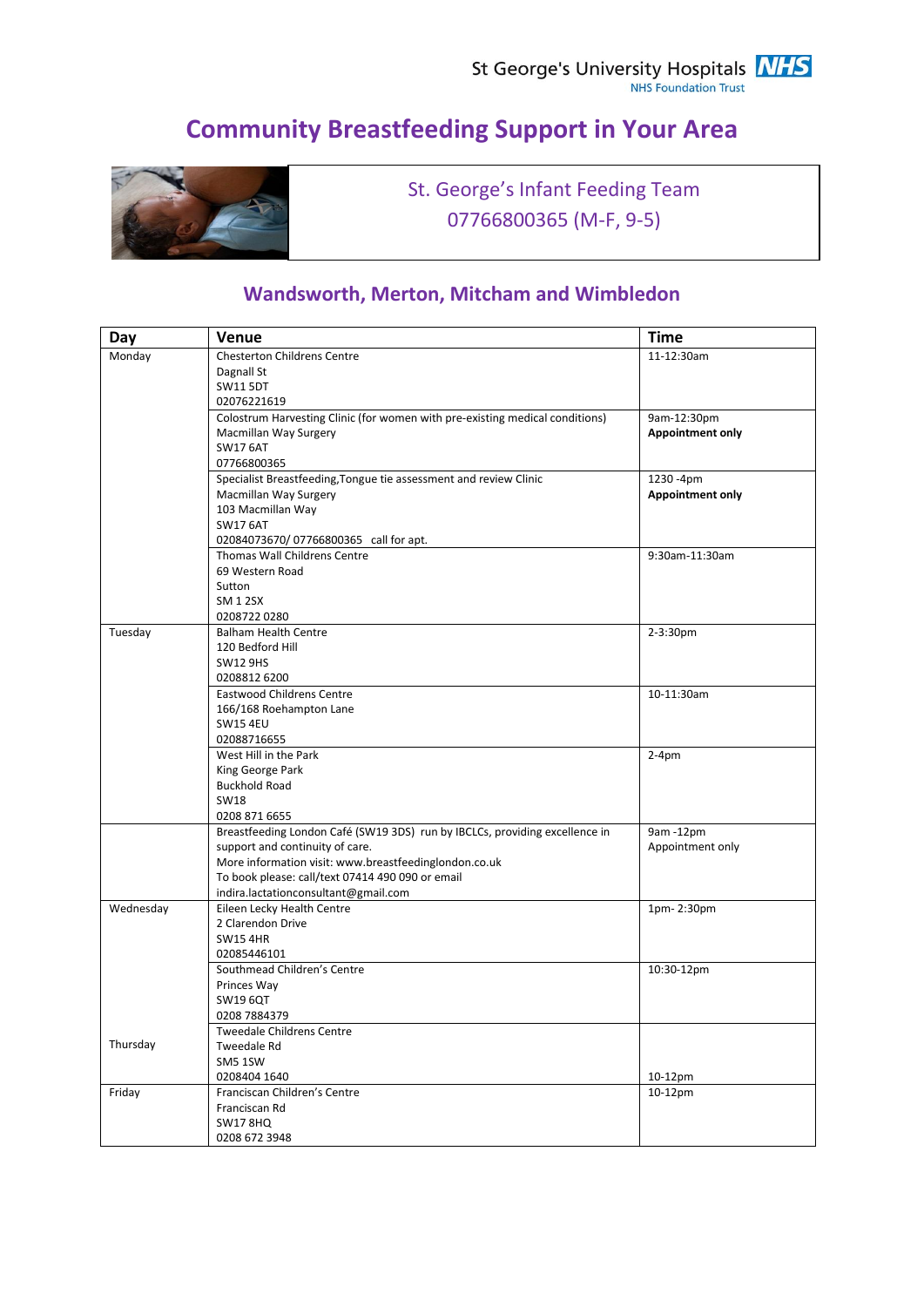St George's University Hospitals NHS Foundation Trust

# Community Breastfeeding Support in Your Area

St. George's Infant Feeding Team
07766800365 (M-F, 9-5)

## Wandsworth, Merton, Mitcham and Wimbledon

| Day | Venue | Time |
|---|---|---|
| Monday | Chesterton Childrens Centre<br>Dagnall St<br>SW11 5DT<br>02076221619 | 11-12:30am |
| | Colostrum Harvesting Clinic (for women with pre-existing medical conditions)<br>Macmillan Way Surgery<br>SW17 6AT<br>07766800365 | 9am-12:30pm<br>**Appointment only** |
| | Specialist Breastfeeding,Tongue tie assessment and review Clinic<br>Macmillan Way Surgery<br>103 Macmillan Way<br>SW17 6AT<br>02084073670/ 07766800365 call for apt. | 1230 -4pm<br>**Appointment only** |
| | Thomas Wall Childrens Centre<br>69 Western Road<br>Sutton<br>SM 1 2SX<br>0208722 0280 | 9:30am-11:30am |
| Tuesday | Balham Health Centre<br>120 Bedford Hill<br>SW12 9HS<br>0208812 6200 | 2-3:30pm |
| | Eastwood Childrens Centre<br>166/168 Roehampton Lane<br>SW15 4EU<br>02088716655 | 10-11:30am |
| | West Hill in the Park<br>King George Park<br>Buckhold Road<br>SW18<br>0208 871 6655 | 2-4pm |
| | Breastfeeding London Café (SW19 3DS) run by IBCLCs, providing excellence in support and continuity of care.<br>More information visit: www.breastfeedinglondon.co.uk<br>To book please: call/text 07414 490 090 or email indira.lactationconsultant@gmail.com | 9am -12pm<br>Appointment only |
| Wednesday | Eileen Lecky Health Centre<br>2 Clarendon Drive<br>SW15 4HR<br>02085446101 | 1pm- 2:30pm |
| | Southmead Children's Centre<br>Princes Way<br>SW19 6QT<br>0208 7884379 | 10:30-12pm |
| Thursday | Tweedale Childrens Centre<br>Tweedale Rd<br>SM5 1SW<br>0208404 1640 | 10-12pm |
| Friday | Franciscan Children's Centre<br>Franciscan Rd<br>SW17 8HQ<br>0208 672 3948 | 10-12pm |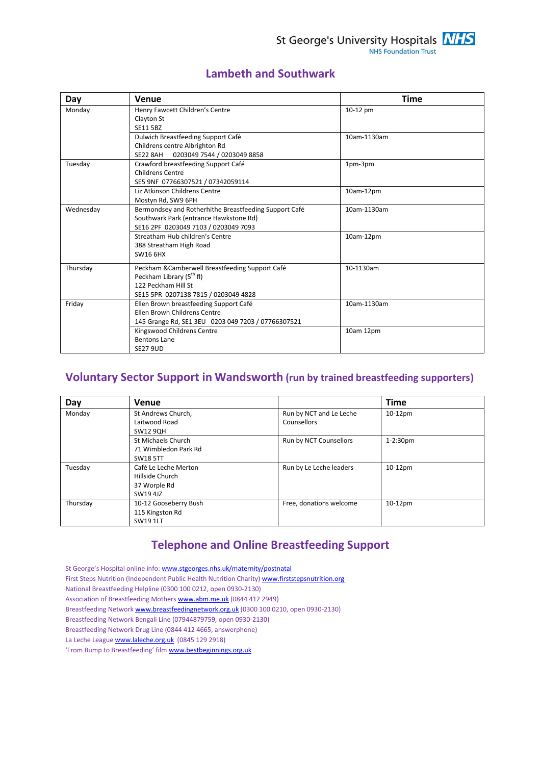## Lambeth and Southwark

| Day | Venue | Time |
|---|---|---|
| Monday | Henry Fawcett Children's Centre<br>Clayton St<br>SE11 5BZ | 10-12 pm |
| | Dulwich Breastfeeding Support Café<br>Childrens centre Albrighton Rd<br>SE22 8AH 0203049 7544 / 0203049 8858 | 10am-1130am |
| Tuesday | Crawford breastfeeding Support Café<br>Childrens Centre<br>SE5 9NF 07766307521 / 07342059114 | 1pm-3pm |
| | Liz Atkinson Childrens Centre<br>Mostyn Rd, SW9 6PH | 10am-12pm |
| Wednesday | Bermondsey and Rotherhithe Breastfeeding Support Café<br>Southwark Park (entrance Hawkstone Rd)<br>SE16 2PF 0203049 7103 / 0203049 7093 | 10am-1130am |
| | Streatham Hub children's Centre<br>388 Streatham High Road<br>SW16 6HX | 10am-12pm |
| Thursday | Peckham &Camberwell Breastfeeding Support Café<br>Peckham Library (5th fl)<br>122 Peckham Hill St<br>SE15 5PR 0207138 7815 / 0203049 4828 | 10-1130am |
| Friday | Ellen Brown breastfeeding Support Café<br>Ellen Brown Childrens Centre<br>145 Grange Rd, SE1 3EU 0203 049 7203 / 07766307521 | 10am-1130am |
| | Kingswood Childrens Centre<br>Bentons Lane<br>SE27 9UD | 10am 12pm |

## Voluntary Sector Support in Wandsworth (run by trained breastfeeding supporters)

| Day | Venue | | Time |
|---|---|---|---|
| Monday | St Andrews Church,<br>Laitwood Road<br>SW12 9QH | Run by NCT and Le Leche Counsellors | 10-12pm |
| | St Michaels Church<br>71 Wimbledon Park Rd<br>SW18 5TT | Run by NCT Counsellors | 1-2:30pm |
| Tuesday | Café Le Leche Merton<br>Hillside Church<br>37 Worple Rd<br>SW19 4JZ | Run by Le Leche leaders | 10-12pm |
| Thursday | 10-12 Gooseberry Bush<br>115 Kingston Rd<br>SW19 1LT | Free, donations welcome | 10-12pm |

## Telephone and Online Breastfeeding Support

St George's Hospital online info: www.stgeorges.nhs.uk/maternity/postnatal
First Steps Nutrition (Independent Public Health Nutrition Charity) www.firststepsnutrition.org
National Breastfeeding Helpline (0300 100 0212, open 0930-2130)
Association of Breastfeeding Mothers www.abm.me.uk (0844 412 2949)
Breastfeeding Network www.breastfeedingnetwork.org.uk (0300 100 0210, open 0930-2130)
Breastfeeding Network Bengali Line (07944879759, open 0930-2130)
Breastfeeding Network Drug Line (0844 412 4665, answerphone)
La Leche League www.laleche.org.uk (0845 129 2918)
'From Bump to Breastfeeding' film www.bestbeginnings.org.uk